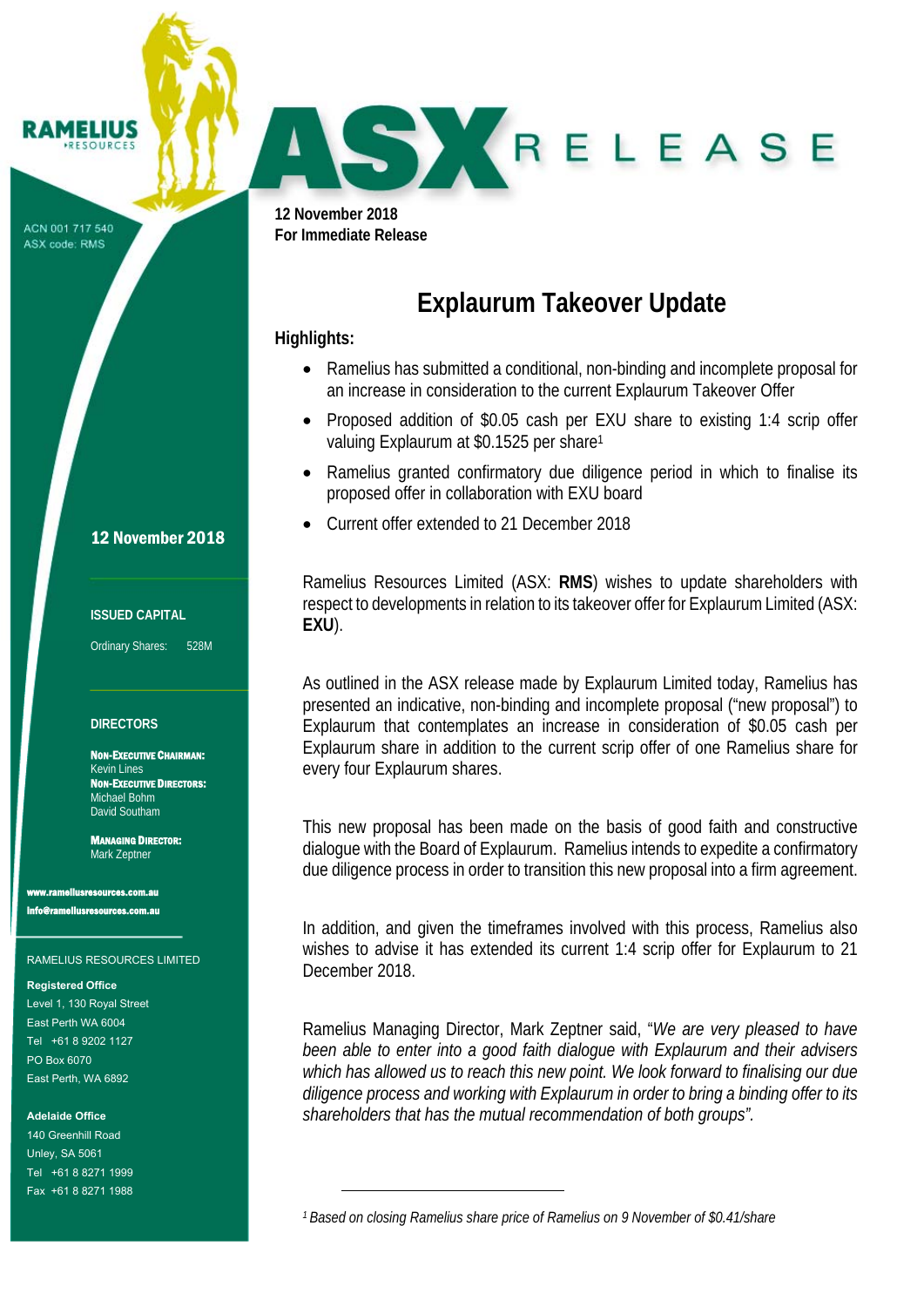RAMELIUS RESOURCES

ACN 001 717 540
ASX code: RMS

# ASX RELEASE

**12 November 2018**
**For Immediate Release**

## Explaurum Takeover Update

**Highlights:**

- Ramelius has submitted a conditional, non-binding and incomplete proposal for an increase in consideration to the current Explaurum Takeover Offer
- Proposed addition of $0.05 cash per EXU share to existing 1:4 scrip offer valuing Explaurum at $0.1525 per share[1]
- Ramelius granted confirmatory due diligence period in which to finalise its proposed offer in collaboration with EXU board
- Current offer extended to 21 December 2018

Ramelius Resources Limited (ASX: **RMS**) wishes to update shareholders with respect to developments in relation to its takeover offer for Explaurum Limited (ASX: **EXU**).

As outlined in the ASX release made by Explaurum Limited today, Ramelius has presented an indicative, non-binding and incomplete proposal ("new proposal") to Explaurum that contemplates an increase in consideration of $0.05 cash per Explaurum share in addition to the current scrip offer of one Ramelius share for every four Explaurum shares.

This new proposal has been made on the basis of good faith and constructive dialogue with the Board of Explaurum. Ramelius intends to expedite a confirmatory due diligence process in order to transition this new proposal into a firm agreement.

In addition, and given the timeframes involved with this process, Ramelius also wishes to advise it has extended its current 1:4 scrip offer for Explaurum to 21 December 2018.

Ramelius Managing Director, Mark Zeptner said, "*We are very pleased to have been able to enter into a good faith dialogue with Explaurum and their advisers which has allowed us to reach this new point. We look forward to finalising our due diligence process and working with Explaurum in order to bring a binding offer to its shareholders that has the mutual recommendation of both groups".*

[1] *Based on closing Ramelius share price of Ramelius on 9 November of $0.41/share*

---

**12 November 2018**

**ISSUED CAPITAL**

Ordinary Shares: 528M

**DIRECTORS**

**NON-EXECUTIVE CHAIRMAN:**
Kevin Lines
**NON-EXECUTIVE DIRECTORS:**
Michael Bohm
David Southam

**MANAGING DIRECTOR:**
Mark Zeptner

**www.rameliusresources.com.au**
**info@rameliusresources.com.au**

RAMELIUS RESOURCES LIMITED

**Registered Office**
Level 1, 130 Royal Street
East Perth WA 6004
Tel +61 8 9202 1127
PO Box 6070
East Perth, WA 6892

**Adelaide Office**
140 Greenhill Road
Unley, SA 5061
Tel +61 8 8271 1999
Fax +61 8 8271 1988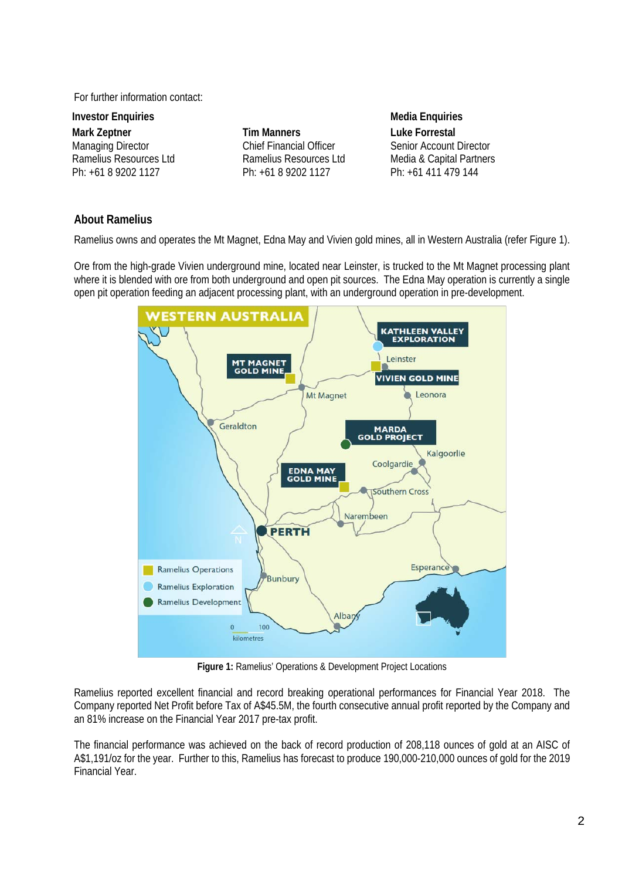For further information contact:

| Investor Enquiries | | Media Enquiries |
|---|---|---|
| **Mark Zeptner** | **Tim Manners** | **Luke Forrestal** |
| Managing Director | Chief Financial Officer | Senior Account Director |
| Ramelius Resources Ltd | Ramelius Resources Ltd | Media & Capital Partners |
| Ph: +61 8 9202 1127 | Ph: +61 8 9202 1127 | Ph: +61 411 479 144 |

## About Ramelius

Ramelius owns and operates the Mt Magnet, Edna May and Vivien gold mines, all in Western Australia (refer Figure 1).

Ore from the high-grade Vivien underground mine, located near Leinster, is trucked to the Mt Magnet processing plant where it is blended with ore from both underground and open pit sources. The Edna May operation is currently a single open pit operation feeding an adjacent processing plant, with an underground operation in pre-development.

**Figure 1:** Ramelius' Operations & Development Project Locations

Ramelius reported excellent financial and record breaking operational performances for Financial Year 2018. The Company reported Net Profit before Tax of A$45.5M, the fourth consecutive annual profit reported by the Company and an 81% increase on the Financial Year 2017 pre-tax profit.

The financial performance was achieved on the back of record production of 208,118 ounces of gold at an AISC of A$1,191/oz for the year. Further to this, Ramelius has forecast to produce 190,000-210,000 ounces of gold for the 2019 Financial Year.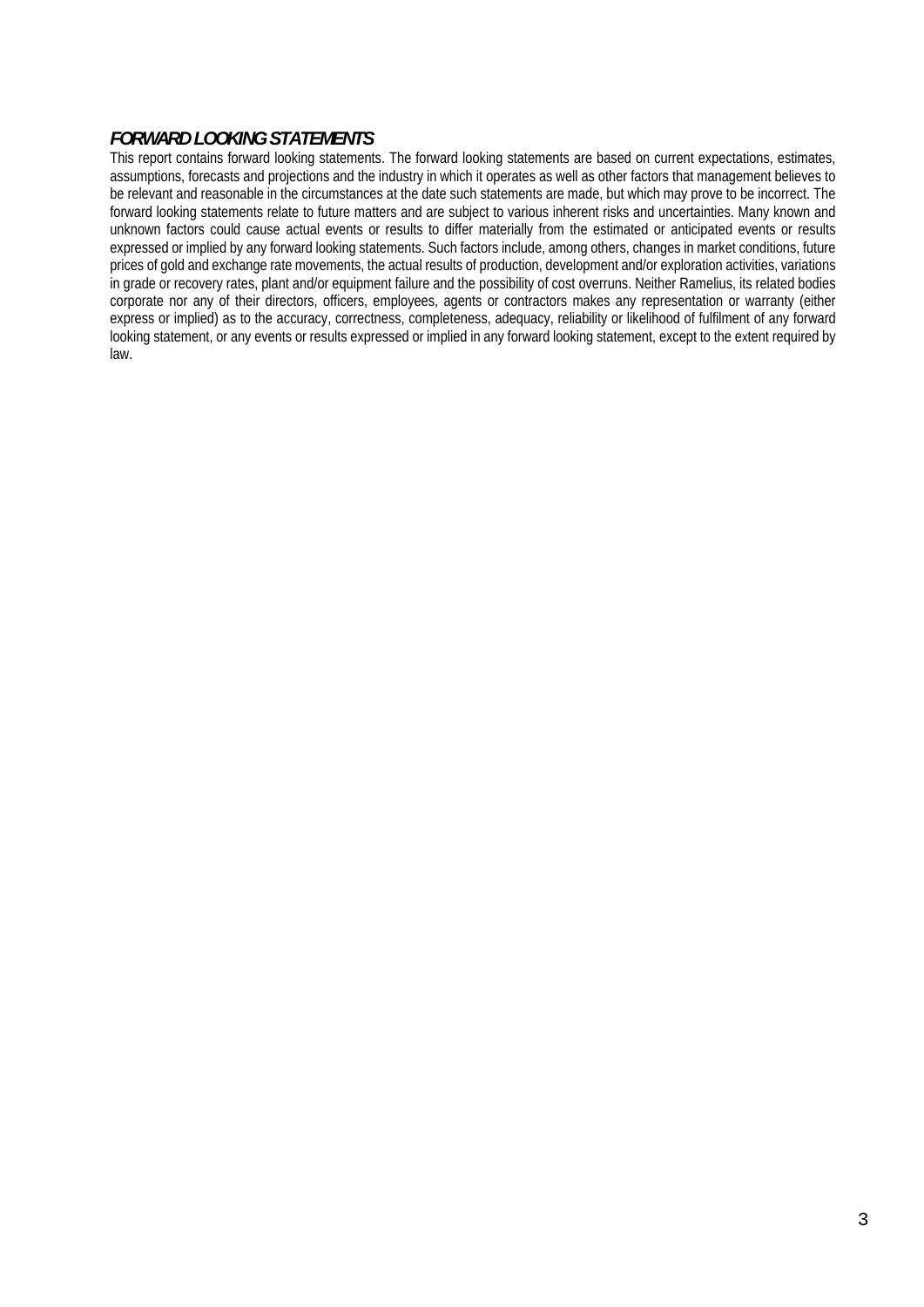## *FORWARD LOOKING STATEMENTS*

This report contains forward looking statements. The forward looking statements are based on current expectations, estimates, assumptions, forecasts and projections and the industry in which it operates as well as other factors that management believes to be relevant and reasonable in the circumstances at the date such statements are made, but which may prove to be incorrect. The forward looking statements relate to future matters and are subject to various inherent risks and uncertainties. Many known and unknown factors could cause actual events or results to differ materially from the estimated or anticipated events or results expressed or implied by any forward looking statements. Such factors include, among others, changes in market conditions, future prices of gold and exchange rate movements, the actual results of production, development and/or exploration activities, variations in grade or recovery rates, plant and/or equipment failure and the possibility of cost overruns. Neither Ramelius, its related bodies corporate nor any of their directors, officers, employees, agents or contractors makes any representation or warranty (either express or implied) as to the accuracy, correctness, completeness, adequacy, reliability or likelihood of fulfilment of any forward looking statement, or any events or results expressed or implied in any forward looking statement, except to the extent required by law.